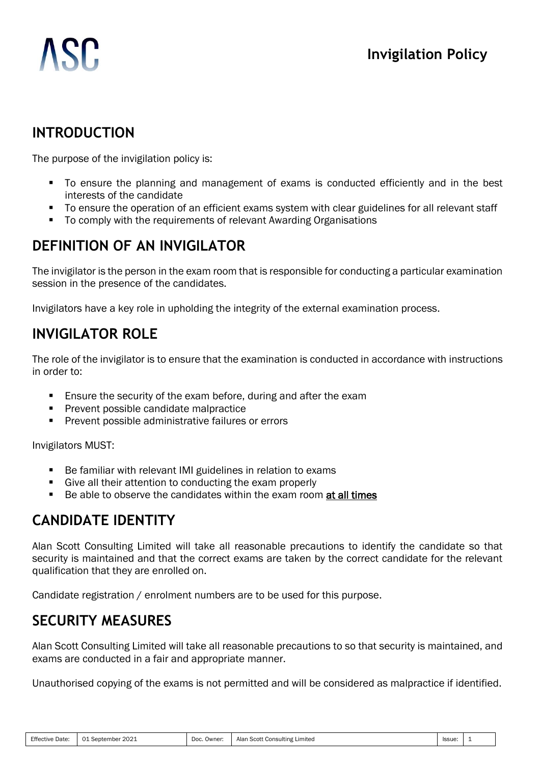# Invigilation Policy

## INTRODUCTION

The purpose of the invigilation policy is:

- To ensure the planning and management of exams is conducted efficiently and in the best interests of the candidate
- To ensure the operation of an efficient exams system with clear guidelines for all relevant staff
- To comply with the requirements of relevant Awarding Organisations

## DEFINITION OF AN INVIGILATOR

The invigilator is the person in the exam room that is responsible for conducting a particular examination session in the presence of the candidates.

Invigilators have a key role in upholding the integrity of the external examination process.

## INVIGILATOR ROLE

The role of the invigilator is to ensure that the examination is conducted in accordance with instructions in order to:

- Ensure the security of the exam before, during and after the exam
- Prevent possible candidate malpractice
- Prevent possible administrative failures or errors

Invigilators MUST:

- Be familiar with relevant IMI guidelines in relation to exams
- Give all their attention to conducting the exam properly
- Be able to observe the candidates within the exam room **at all times**

## CANDIDATE IDENTITY

Alan Scott Consulting Limited will take all reasonable precautions to identify the candidate so that security is maintained and that the correct exams are taken by the correct candidate for the relevant qualification that they are enrolled on.

Candidate registration / enrolment numbers are to be used for this purpose.

## SECURITY MEASURES

Alan Scott Consulting Limited will take all reasonable precautions to so that security is maintained, and exams are conducted in a fair and appropriate manner.

Unauthorised copying of the exams is not permitted and will be considered as malpractice if identified.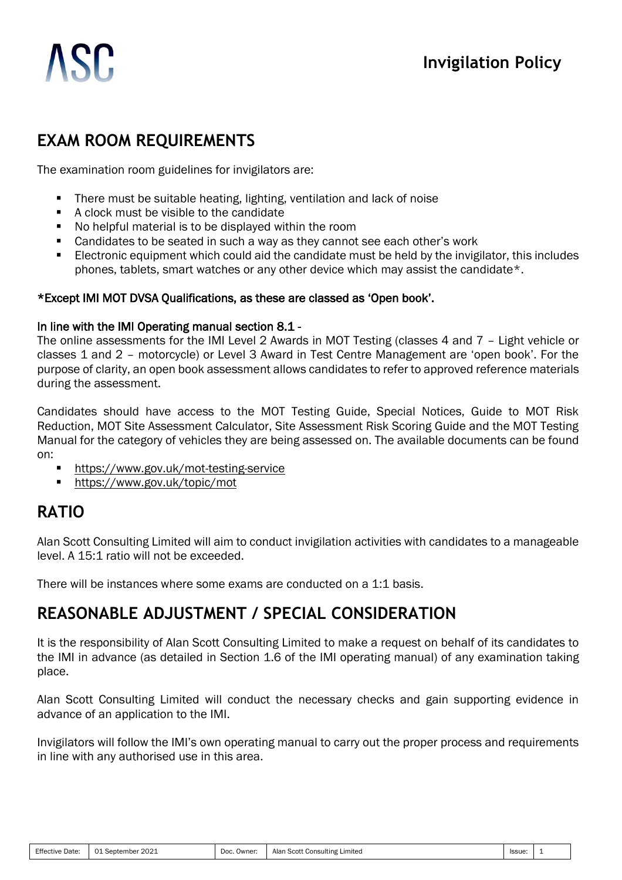## EXAM ROOM REQUIREMENTS

The examination room guidelines for invigilators are:

- There must be suitable heating, lighting, ventilation and lack of noise
- A clock must be visible to the candidate
- No helpful material is to be displayed within the room
- Candidates to be seated in such a way as they cannot see each other's work
- Electronic equipment which could aid the candidate must be held by the invigilator, this includes phones, tablets, smart watches or any other device which may assist the candidate*.

*Except IMI MOT DVSA Qualifications, as these are classed as 'Open book'.

In line with the IMI Operating manual section 8.1 -
The online assessments for the IMI Level 2 Awards in MOT Testing (classes 4 and 7 – Light vehicle or classes 1 and 2 – motorcycle) or Level 3 Award in Test Centre Management are 'open book'. For the purpose of clarity, an open book assessment allows candidates to refer to approved reference materials during the assessment.

Candidates should have access to the MOT Testing Guide, Special Notices, Guide to MOT Risk Reduction, MOT Site Assessment Calculator, Site Assessment Risk Scoring Guide and the MOT Testing Manual for the category of vehicles they are being assessed on. The available documents can be found on:

- https://www.gov.uk/mot-testing-service
- https://www.gov.uk/topic/mot

## RATIO

Alan Scott Consulting Limited will aim to conduct invigilation activities with candidates to a manageable level. A 15:1 ratio will not be exceeded.

There will be instances where some exams are conducted on a 1:1 basis.

## REASONABLE ADJUSTMENT / SPECIAL CONSIDERATION

It is the responsibility of Alan Scott Consulting Limited to make a request on behalf of its candidates to the IMI in advance (as detailed in Section 1.6 of the IMI operating manual) of any examination taking place.

Alan Scott Consulting Limited will conduct the necessary checks and gain supporting evidence in advance of an application to the IMI.

Invigilators will follow the IMI's own operating manual to carry out the proper process and requirements in line with any authorised use in this area.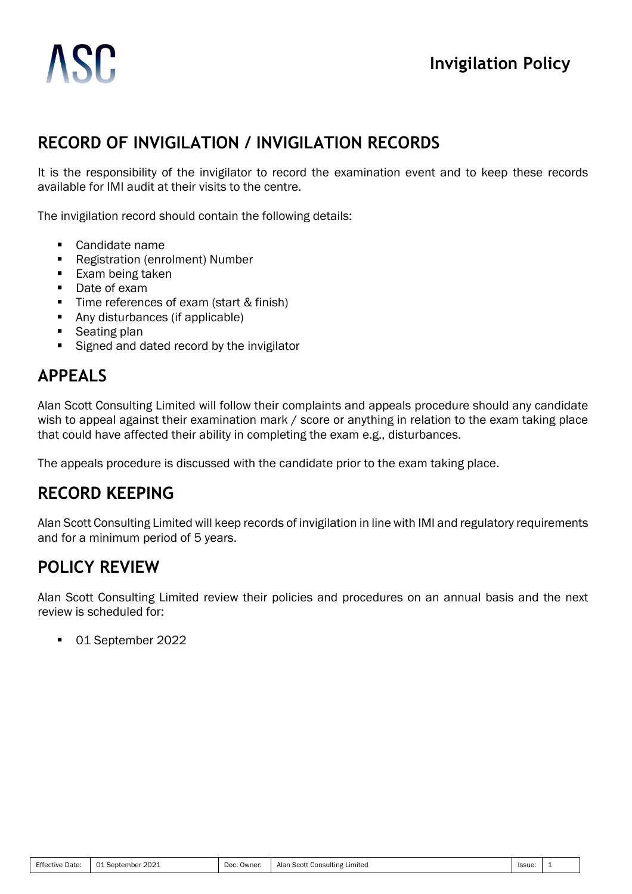## RECORD OF INVIGILATION / INVIGILATION RECORDS

It is the responsibility of the invigilator to record the examination event and to keep these records available for IMI audit at their visits to the centre.

The invigilation record should contain the following details:

- Candidate name
- Registration (enrolment) Number
- Exam being taken
- Date of exam
- Time references of exam (start & finish)
- Any disturbances (if applicable)
- Seating plan
- Signed and dated record by the invigilator

## APPEALS

Alan Scott Consulting Limited will follow their complaints and appeals procedure should any candidate wish to appeal against their examination mark / score or anything in relation to the exam taking place that could have affected their ability in completing the exam e.g., disturbances.

The appeals procedure is discussed with the candidate prior to the exam taking place.

## RECORD KEEPING

Alan Scott Consulting Limited will keep records of invigilation in line with IMI and regulatory requirements and for a minimum period of 5 years.

## POLICY REVIEW

Alan Scott Consulting Limited review their policies and procedures on an annual basis and the next review is scheduled for:

- 01 September 2022